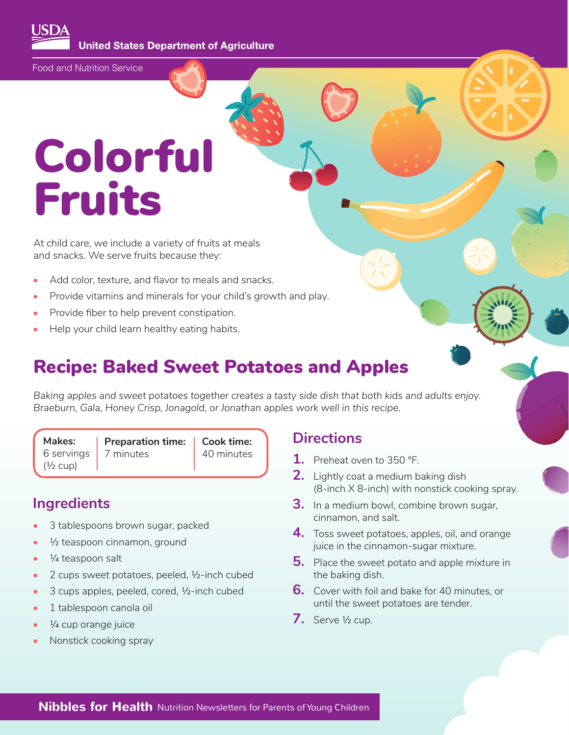USDA United States Department of Agriculture

Food and Nutrition Service

# Colorful Fruits

At child care, we include a variety of fruits at meals and snacks. We serve fruits because they:

- Add color, texture, and flavor to meals and snacks.
- Provide vitamins and minerals for your child's growth and play.
- Provide fiber to help prevent constipation.
- Help your child learn healthy eating habits.

## Recipe: Baked Sweet Potatoes and Apples

*Baking apples and sweet potatoes together creates a tasty side dish that both kids and adults enjoy. Braeburn, Gala, Honey Crisp, Jonagold, or Jonathan apples work well in this recipe.*

| Makes: | Preparation time: | Cook time: |
|---|---|---|
| 6 servings (½ cup) | 7 minutes | 40 minutes |

### Ingredients

- 3 tablespoons brown sugar, packed
- ½ teaspoon cinnamon, ground
- ¼ teaspoon salt
- 2 cups sweet potatoes, peeled, ½-inch cubed
- 3 cups apples, peeled, cored, ½-inch cubed
- 1 tablespoon canola oil
- ¼ cup orange juice
- Nonstick cooking spray

### Directions

1. Preheat oven to 350 °F.
2. Lightly coat a medium baking dish (8-inch X 8-inch) with nonstick cooking spray.
3. In a medium bowl, combine brown sugar, cinnamon, and salt.
4. Toss sweet potatoes, apples, oil, and orange juice in the cinnamon-sugar mixture.
5. Place the sweet potato and apple mixture in the baking dish.
6. Cover with foil and bake for 40 minutes, or until the sweet potatoes are tender.
7. Serve ½ cup.

**Nibbles for Health** Nutrition Newsletters for Parents of Young Children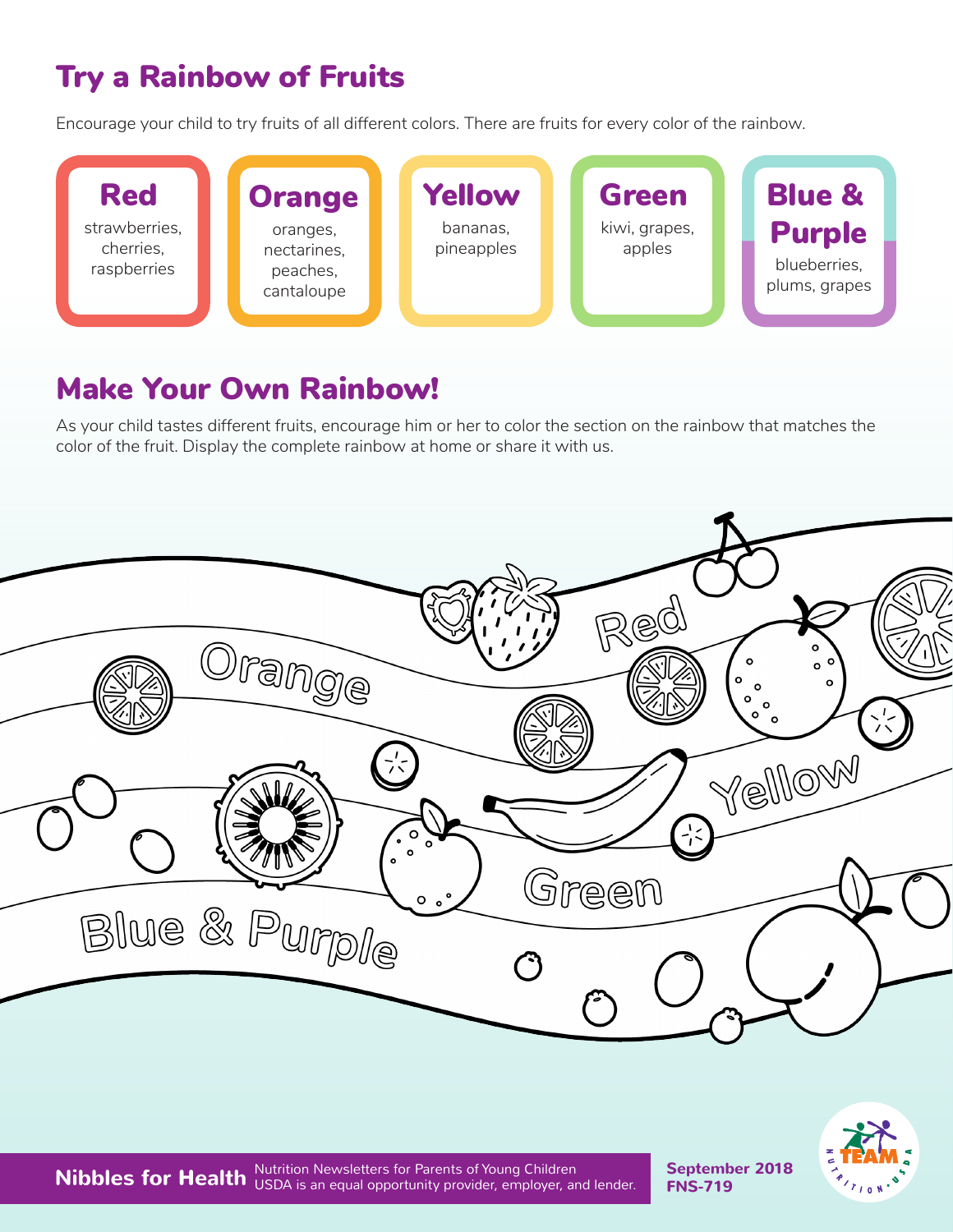## Try a Rainbow of Fruits

Encourage your child to try fruits of all different colors. There are fruits for every color of the rainbow.

**Red**
strawberries, cherries, raspberries

**Orange**
oranges, nectarines, peaches, cantaloupe

**Yellow**
bananas, pineapples

**Green**
kiwi, grapes, apples

**Blue & Purple**
blueberries, plums, grapes

## Make Your Own Rainbow!

As your child tastes different fruits, encourage him or her to color the section on the rainbow that matches the color of the fruit. Display the complete rainbow at home or share it with us.

Red

Orange

Yellow

Green

Blue & Purple

**Nibbles for Health** Nutrition Newsletters for Parents of Young Children
USDA is an equal opportunity provider, employer, and lender.

**September 2018**
**FNS-719**